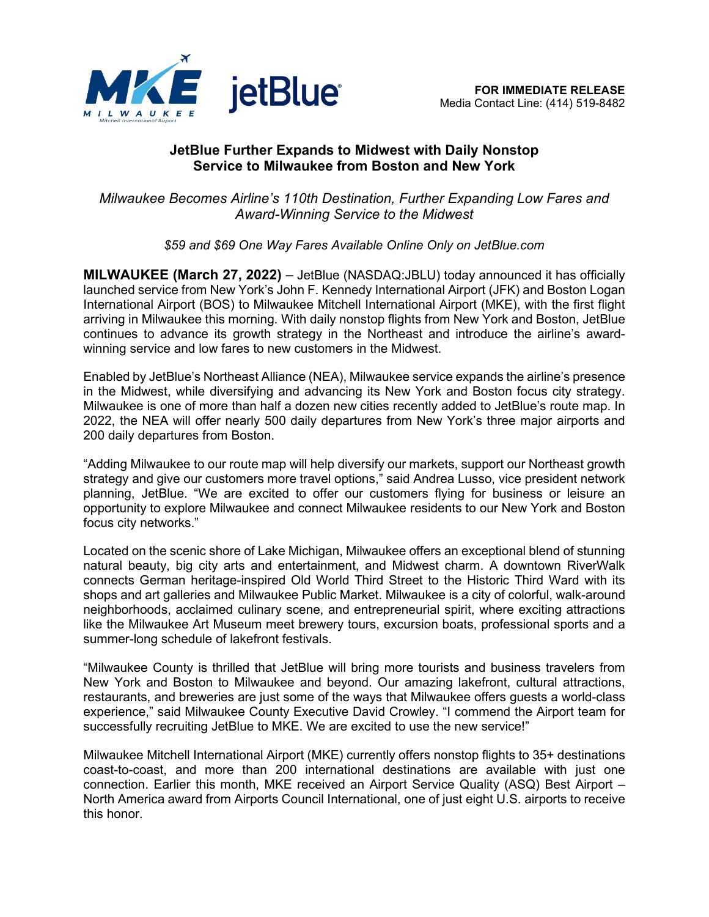**FOR IMMEDIATE RELEASE**
Media Contact Line: (414) 519-8482

# JetBlue Further Expands to Midwest with Daily Nonstop Service to Milwaukee from Boston and New York

*Milwaukee Becomes Airline's 110th Destination, Further Expanding Low Fares and Award-Winning Service to the Midwest*

*$59 and $69 One Way Fares Available Online Only on JetBlue.com*

**MILWAUKEE (March 27, 2022)** – JetBlue (NASDAQ:JBLU) today announced it has officially launched service from New York's John F. Kennedy International Airport (JFK) and Boston Logan International Airport (BOS) to Milwaukee Mitchell International Airport (MKE), with the first flight arriving in Milwaukee this morning. With daily nonstop flights from New York and Boston, JetBlue continues to advance its growth strategy in the Northeast and introduce the airline's award-winning service and low fares to new customers in the Midwest.

Enabled by JetBlue's Northeast Alliance (NEA), Milwaukee service expands the airline's presence in the Midwest, while diversifying and advancing its New York and Boston focus city strategy. Milwaukee is one of more than half a dozen new cities recently added to JetBlue's route map. In 2022, the NEA will offer nearly 500 daily departures from New York's three major airports and 200 daily departures from Boston.

"Adding Milwaukee to our route map will help diversify our markets, support our Northeast growth strategy and give our customers more travel options," said Andrea Lusso, vice president network planning, JetBlue. "We are excited to offer our customers flying for business or leisure an opportunity to explore Milwaukee and connect Milwaukee residents to our New York and Boston focus city networks."

Located on the scenic shore of Lake Michigan, Milwaukee offers an exceptional blend of stunning natural beauty, big city arts and entertainment, and Midwest charm. A downtown RiverWalk connects German heritage-inspired Old World Third Street to the Historic Third Ward with its shops and art galleries and Milwaukee Public Market. Milwaukee is a city of colorful, walk-around neighborhoods, acclaimed culinary scene, and entrepreneurial spirit, where exciting attractions like the Milwaukee Art Museum meet brewery tours, excursion boats, professional sports and a summer-long schedule of lakefront festivals.

"Milwaukee County is thrilled that JetBlue will bring more tourists and business travelers from New York and Boston to Milwaukee and beyond. Our amazing lakefront, cultural attractions, restaurants, and breweries are just some of the ways that Milwaukee offers guests a world-class experience," said Milwaukee County Executive David Crowley. "I commend the Airport team for successfully recruiting JetBlue to MKE. We are excited to use the new service!"

Milwaukee Mitchell International Airport (MKE) currently offers nonstop flights to 35+ destinations coast-to-coast, and more than 200 international destinations are available with just one connection. Earlier this month, MKE received an Airport Service Quality (ASQ) Best Airport – North America award from Airports Council International, one of just eight U.S. airports to receive this honor.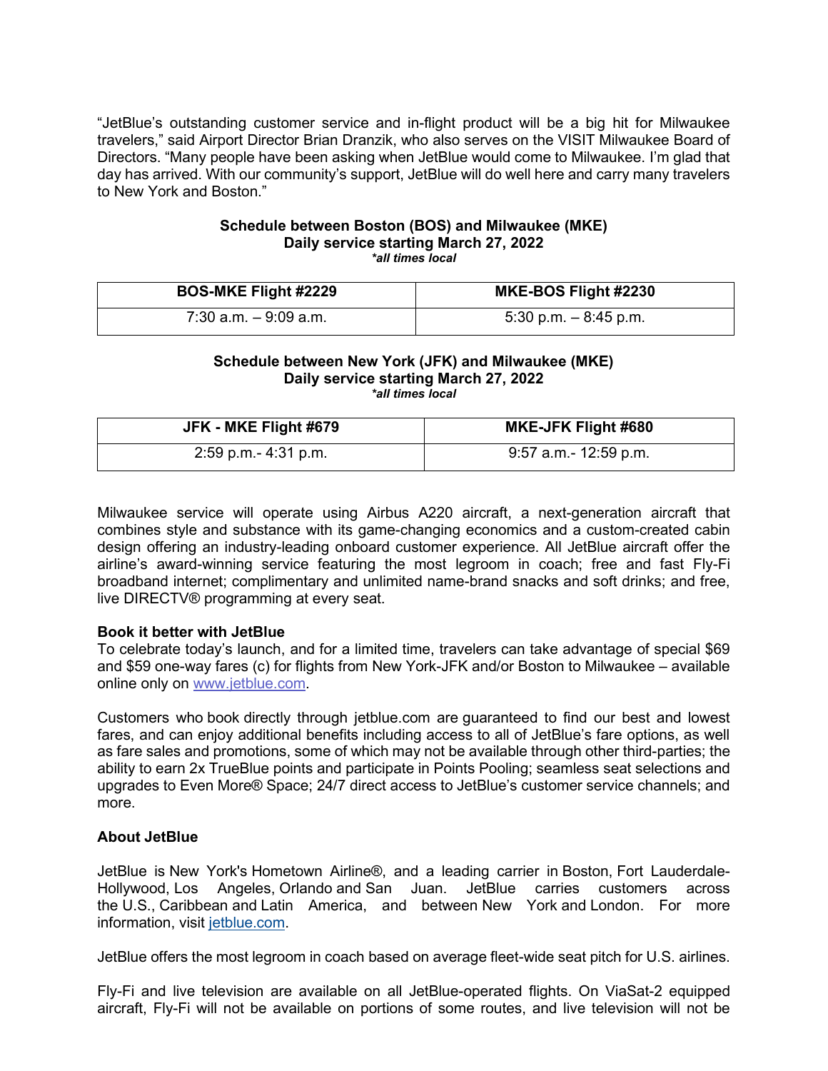"JetBlue's outstanding customer service and in-flight product will be a big hit for Milwaukee travelers," said Airport Director Brian Dranzik, who also serves on the VISIT Milwaukee Board of Directors. "Many people have been asking when JetBlue would come to Milwaukee. I'm glad that day has arrived. With our community's support, JetBlue will do well here and carry many travelers to New York and Boston."

**Schedule between Boston (BOS) and Milwaukee (MKE)**
**Daily service starting March 27, 2022**
***all times local**

| BOS-MKE Flight #2229 | MKE-BOS Flight #2230 |
| --- | --- |
| 7:30 a.m. – 9:09 a.m. | 5:30 p.m. – 8:45 p.m. |

**Schedule between New York (JFK) and Milwaukee (MKE)**
**Daily service starting March 27, 2022**
***all times local**

| JFK - MKE Flight #679 | MKE-JFK Flight #680 |
| --- | --- |
| 2:59 p.m.- 4:31 p.m. | 9:57 a.m.- 12:59 p.m. |

Milwaukee service will operate using Airbus A220 aircraft, a next-generation aircraft that combines style and substance with its game-changing economics and a custom-created cabin design offering an industry-leading onboard customer experience. All JetBlue aircraft offer the airline's award-winning service featuring the most legroom in coach; free and fast Fly-Fi broadband internet; complimentary and unlimited name-brand snacks and soft drinks; and free, live DIRECTV® programming at every seat.

**Book it better with JetBlue**
To celebrate today's launch, and for a limited time, travelers can take advantage of special $69 and $59 one-way fares (c) for flights from New York-JFK and/or Boston to Milwaukee – available online only on www.jetblue.com.

Customers who book directly through jetblue.com are guaranteed to find our best and lowest fares, and can enjoy additional benefits including access to all of JetBlue's fare options, as well as fare sales and promotions, some of which may not be available through other third-parties; the ability to earn 2x TrueBlue points and participate in Points Pooling; seamless seat selections and upgrades to Even More® Space; 24/7 direct access to JetBlue's customer service channels; and more.

**About JetBlue**

JetBlue is New York's Hometown Airline®, and a leading carrier in Boston, Fort Lauderdale-Hollywood, Los Angeles, Orlando and San Juan. JetBlue carries customers across the U.S., Caribbean and Latin America, and between New York and London. For more information, visit jetblue.com.

JetBlue offers the most legroom in coach based on average fleet-wide seat pitch for U.S. airlines.

Fly-Fi and live television are available on all JetBlue-operated flights. On ViaSat-2 equipped aircraft, Fly-Fi will not be available on portions of some routes, and live television will not be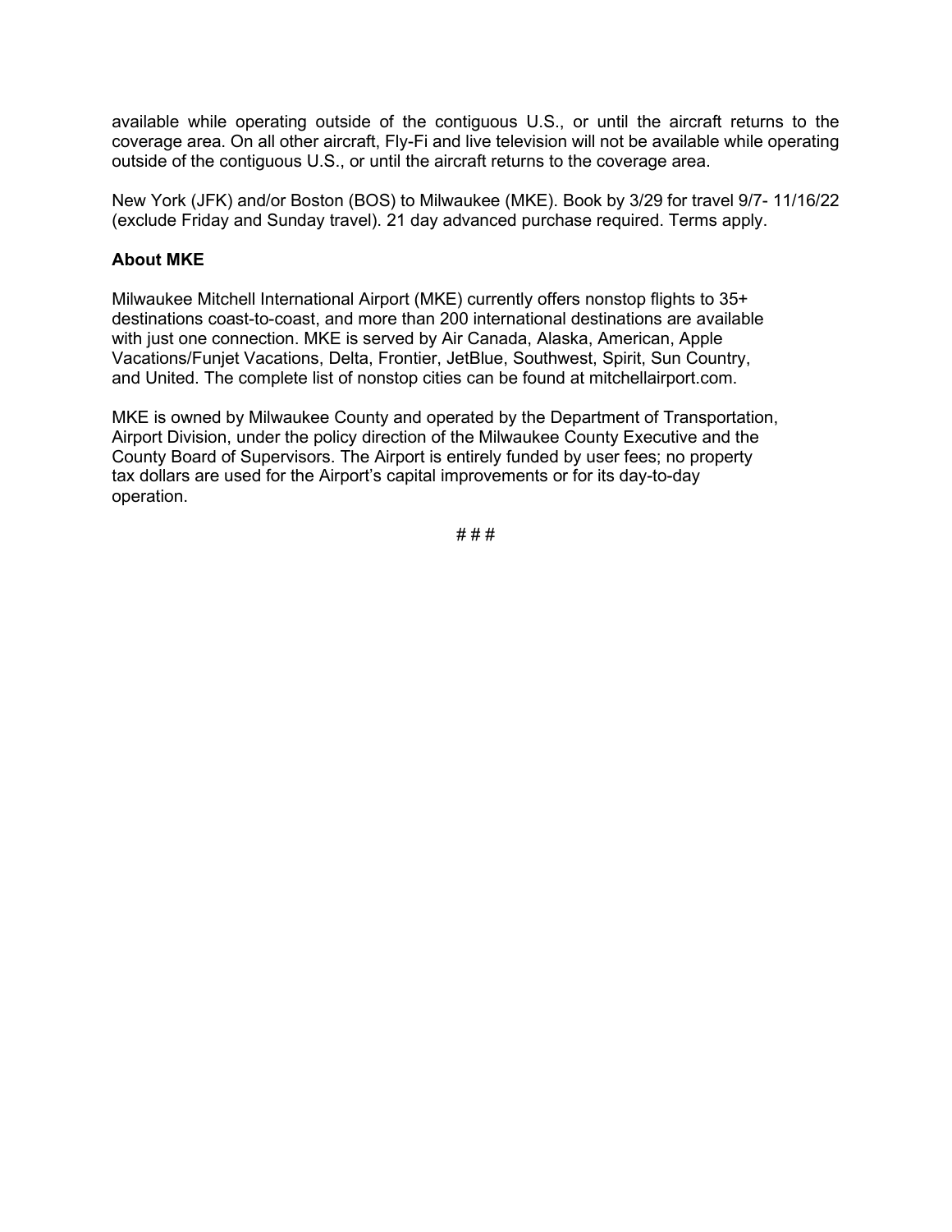available while operating outside of the contiguous U.S., or until the aircraft returns to the coverage area. On all other aircraft, Fly-Fi and live television will not be available while operating outside of the contiguous U.S., or until the aircraft returns to the coverage area.

New York (JFK) and/or Boston (BOS) to Milwaukee (MKE). Book by 3/29 for travel 9/7- 11/16/22 (exclude Friday and Sunday travel). 21 day advanced purchase required. Terms apply.

**About MKE**

Milwaukee Mitchell International Airport (MKE) currently offers nonstop flights to 35+ destinations coast-to-coast, and more than 200 international destinations are available with just one connection. MKE is served by Air Canada, Alaska, American, Apple Vacations/Funjet Vacations, Delta, Frontier, JetBlue, Southwest, Spirit, Sun Country, and United. The complete list of nonstop cities can be found at mitchellairport.com.

MKE is owned by Milwaukee County and operated by the Department of Transportation, Airport Division, under the policy direction of the Milwaukee County Executive and the County Board of Supervisors. The Airport is entirely funded by user fees; no property tax dollars are used for the Airport's capital improvements or for its day-to-day operation.

# # #